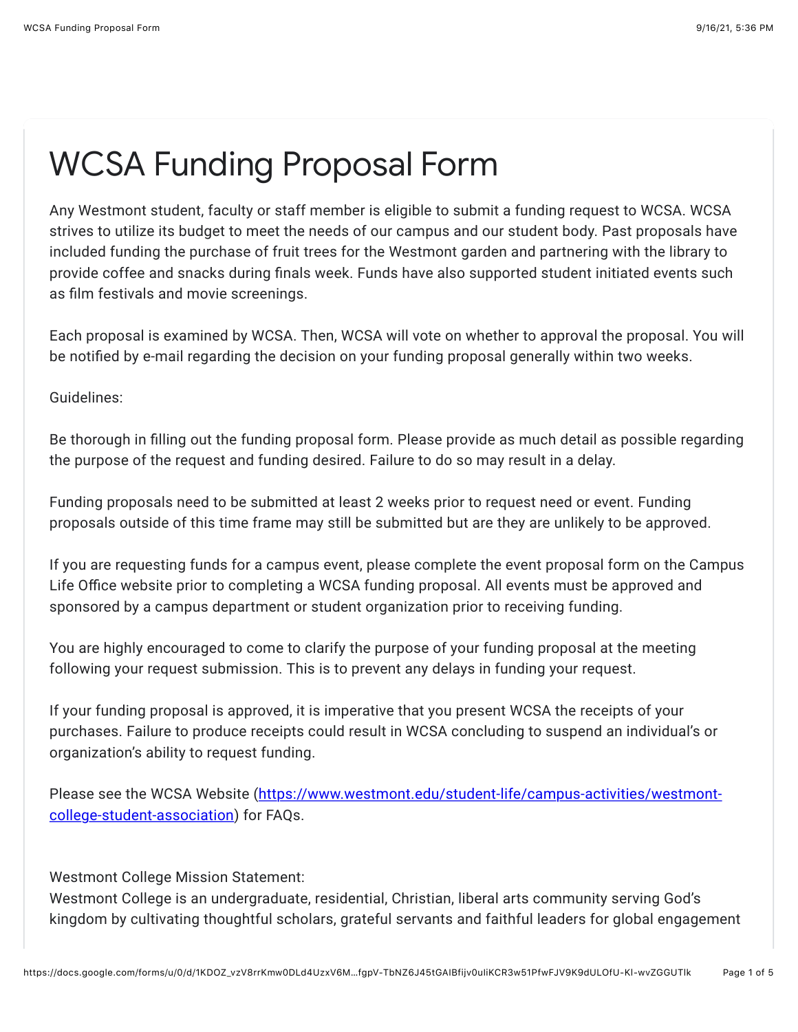# WCSA Funding Proposal Form

Any Westmont student, faculty or staff member is eligible to submit a funding request to WCSA. WCSA strives to utilize its budget to meet the needs of our campus and our student body. Past proposals have included funding the purchase of fruit trees for the Westmont garden and partnering with the library to provide coffee and snacks during finals week. Funds have also supported student initiated events such as film festivals and movie screenings.

Each proposal is examined by WCSA. Then, WCSA will vote on whether to approval the proposal. You will be notified by e-mail regarding the decision on your funding proposal generally within two weeks.

Guidelines:

Be thorough in filling out the funding proposal form. Please provide as much detail as possible regarding the purpose of the request and funding desired. Failure to do so may result in a delay.

Funding proposals need to be submitted at least 2 weeks prior to request need or event. Funding proposals outside of this time frame may still be submitted but are they are unlikely to be approved.

If you are requesting funds for a campus event, please complete the event proposal form on the Campus Life Office website prior to completing a WCSA funding proposal. All events must be approved and sponsored by a campus department or student organization prior to receiving funding.

You are highly encouraged to come to clarify the purpose of your funding proposal at the meeting following your request submission. This is to prevent any delays in funding your request.

If your funding proposal is approved, it is imperative that you present WCSA the receipts of your purchases. Failure to produce receipts could result in WCSA concluding to suspend an individual's or organization's ability to request funding.

Please see the WCSA Website ([https://www.westmont.edu/student-life/campus-activities/westmont-college-student-association](https://www.westmont.edu/student-life/campus-activities/westmont-college-student-association)) for FAQs.

Westmont College Mission Statement:
Westmont College is an undergraduate, residential, Christian, liberal arts community serving God's kingdom by cultivating thoughtful scholars, grateful servants and faithful leaders for global engagement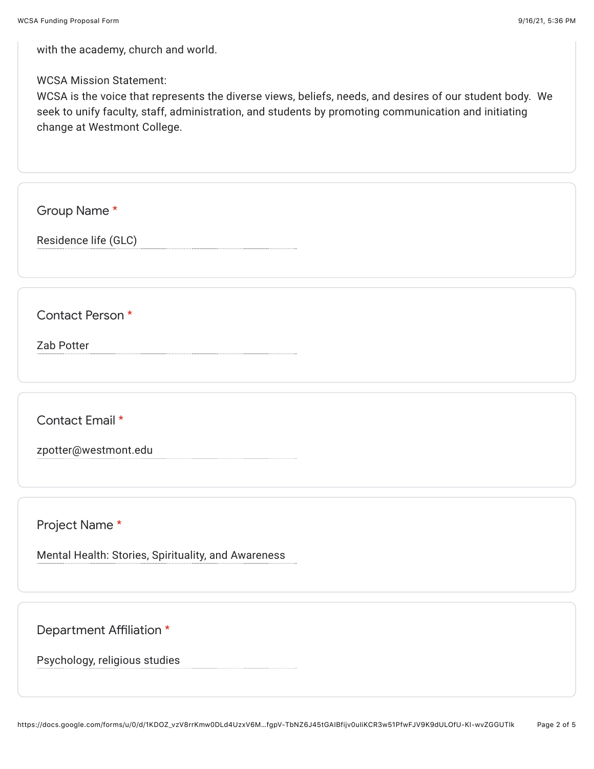with the academy, church and world.

WCSA Mission Statement:
WCSA is the voice that represents the diverse views, beliefs, needs, and desires of our student body. We seek to unify faculty, staff, administration, and students by promoting communication and initiating change at Westmont College.

Group Name *

Residence life (GLC)

Contact Person *

Zab Potter

Contact Email *

zpotter@westmont.edu

Project Name *

Mental Health: Stories, Spirituality, and Awareness

Department Affiliation *

Psychology, religious studies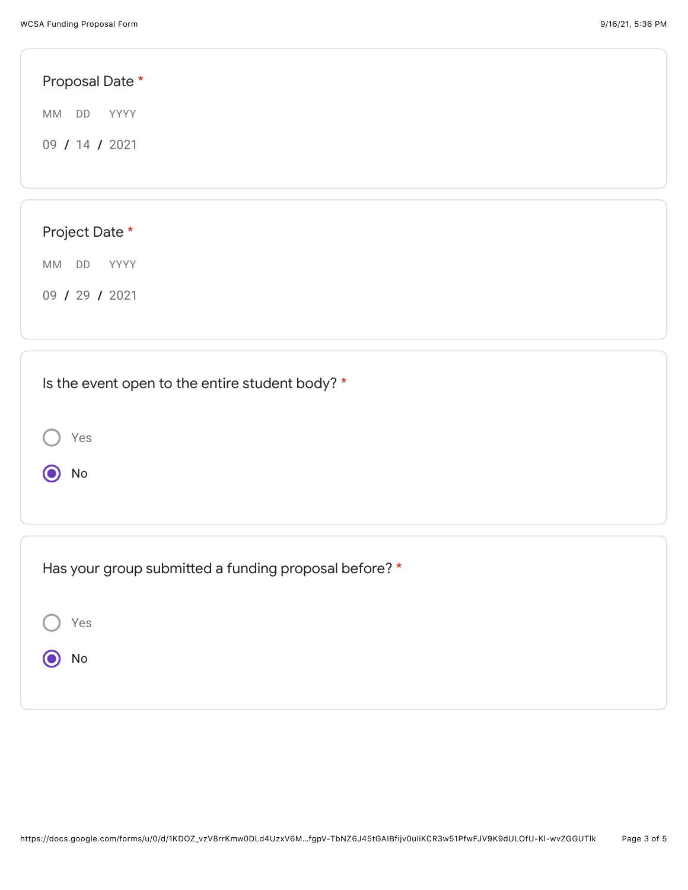**Proposal Date** *

MM DD YYYY

09 / 14 / 2021

**Project Date** *

MM DD YYYY

09 / 29 / 2021

**Is the event open to the entire student body?** *

- ○ Yes
- ● No

**Has your group submitted a funding proposal before?** *

- ○ Yes
- ● No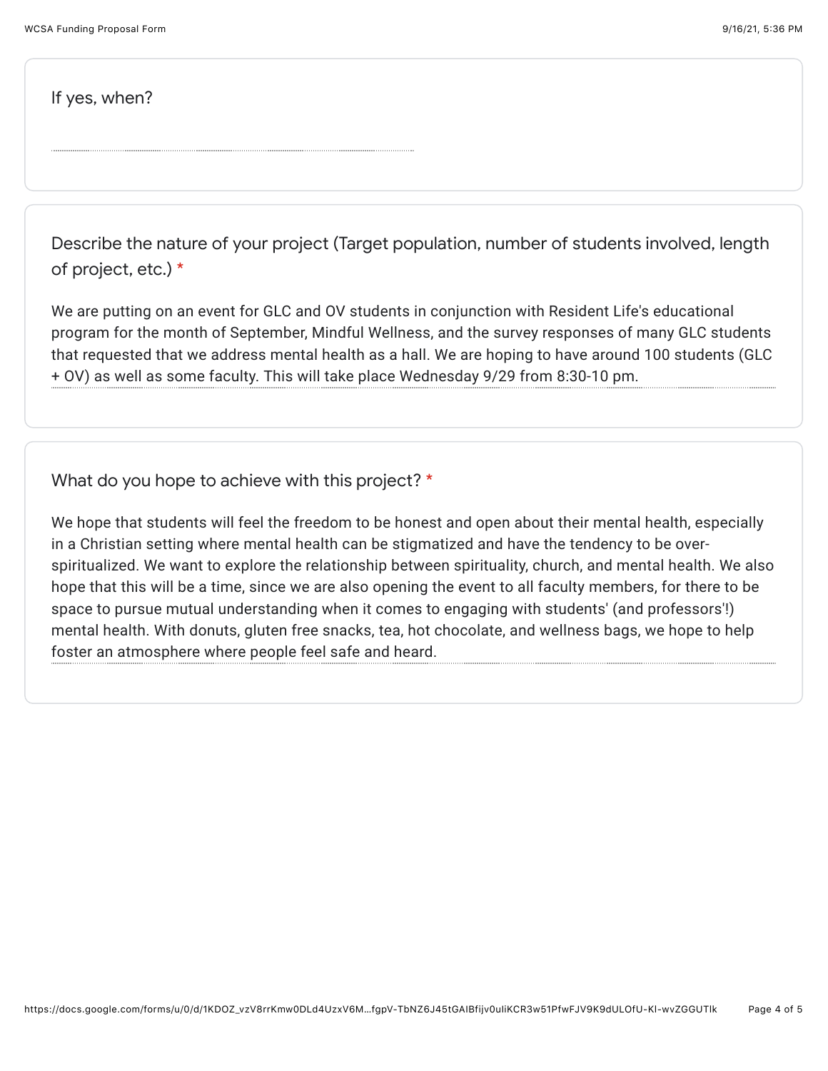If yes, when?

Describe the nature of your project (Target population, number of students involved, length of project, etc.) *

We are putting on an event for GLC and OV students in conjunction with Resident Life's educational program for the month of September, Mindful Wellness, and the survey responses of many GLC students that requested that we address mental health as a hall. We are hoping to have around 100 students (GLC + OV) as well as some faculty. This will take place Wednesday 9/29 from 8:30-10 pm.

What do you hope to achieve with this project? *

We hope that students will feel the freedom to be honest and open about their mental health, especially in a Christian setting where mental health can be stigmatized and have the tendency to be over-spiritualized. We want to explore the relationship between spirituality, church, and mental health. We also hope that this will be a time, since we are also opening the event to all faculty members, for there to be space to pursue mutual understanding when it comes to engaging with students' (and professors'!) mental health. With donuts, gluten free snacks, tea, hot chocolate, and wellness bags, we hope to help foster an atmosphere where people feel safe and heard.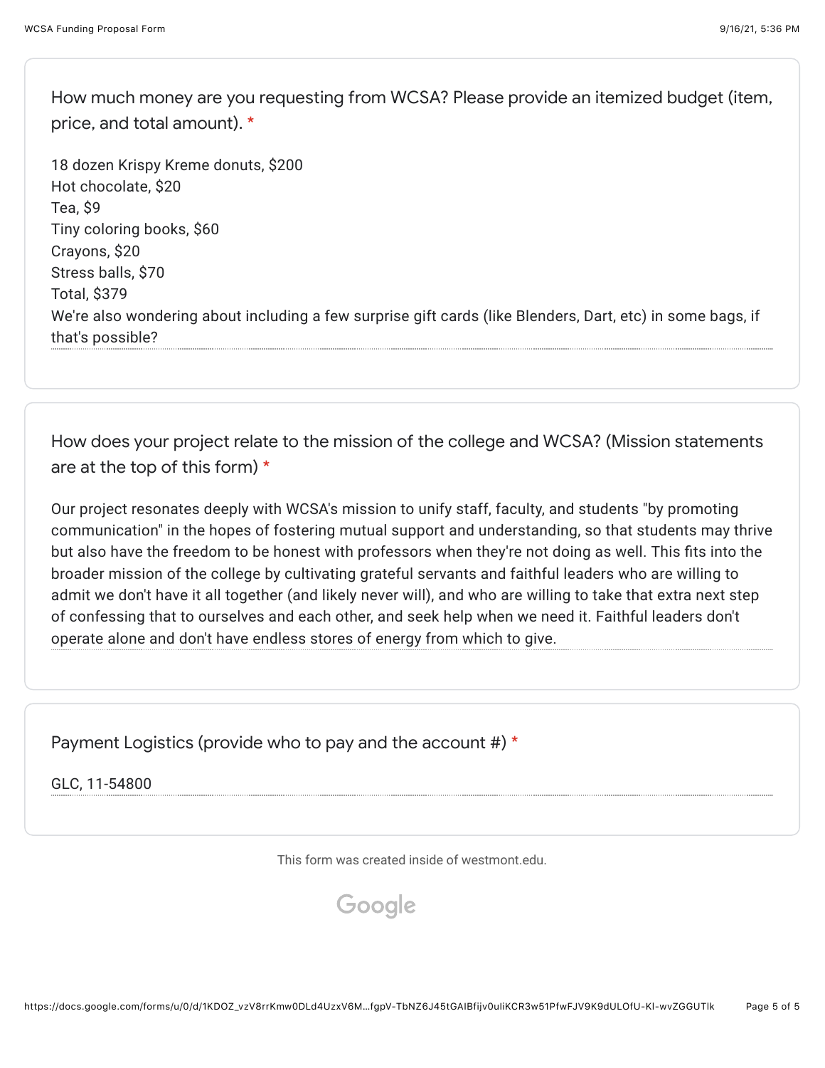How much money are you requesting from WCSA? Please provide an itemized budget (item, price, and total amount). *

18 dozen Krispy Kreme donuts, $200
Hot chocolate, $20
Tea, $9
Tiny coloring books, $60
Crayons, $20
Stress balls, $70
Total, $379
We're also wondering about including a few surprise gift cards (like Blenders, Dart, etc) in some bags, if that's possible?

How does your project relate to the mission of the college and WCSA? (Mission statements are at the top of this form) *

Our project resonates deeply with WCSA's mission to unify staff, faculty, and students "by promoting communication" in the hopes of fostering mutual support and understanding, so that students may thrive but also have the freedom to be honest with professors when they're not doing as well. This fits into the broader mission of the college by cultivating grateful servants and faithful leaders who are willing to admit we don't have it all together (and likely never will), and who are willing to take that extra next step of confessing that to ourselves and each other, and seek help when we need it. Faithful leaders don't operate alone and don't have endless stores of energy from which to give.

Payment Logistics (provide who to pay and the account #) *

GLC, 11-54800

This form was created inside of westmont.edu.

Google